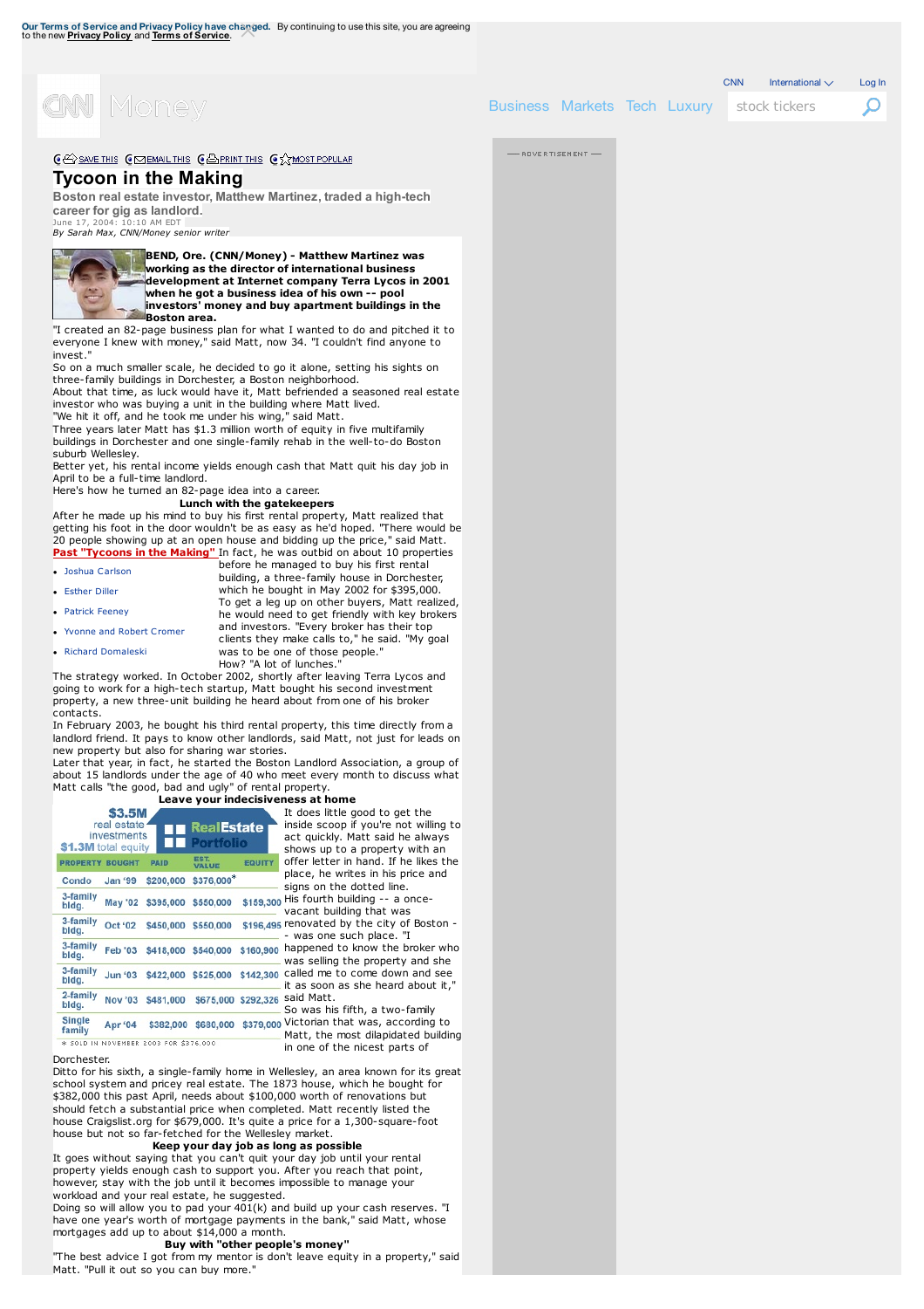# Tycoon in the Making

**Boston real estate investor, Matthew Martinez, traded a high-tech career for gig as landlord.**

June 17, 2004: 10:10 AM EDT

*By Sarah Max, CNN/Money senior writer*

**BEND, Ore. (CNN/Money) - Matthew Martinez was working as the director of international business development at Internet company Terra Lycos in 2001 when he got a business idea of his own -- pool investors' money and buy apartment buildings in the Boston area.**

"I created an 82-page business plan for what I wanted to do and pitched it to everyone I knew with money," said Matt, now 34. "I couldn't find anyone to invest."

So on a much smaller scale, he decided to go it alone, setting his sights on three-family buildings in Dorchester, a Boston neighborhood.

About that time, as luck would have it, Matt befriended a seasoned real estate investor who was buying a unit in the building where Matt lived.

"We hit it off, and he took me under his wing," said Matt.

Three years later Matt has $1.3 million worth of equity in five multifamily buildings in Dorchester and one single-family rehab in the well-to-do Boston suburb Wellesley.

Better yet, his rental income yields enough cash that Matt quit his day job in April to be a full-time landlord.

Here's how he turned an 82-page idea into a career.

## Lunch with the gatekeepers

After he made up his mind to buy his first rental property, Matt realized that getting his foot in the door wouldn't be as easy as he'd hoped. "There would be 20 people showing up at an open house and bidding up the price," said Matt.

**Past "Tycoons in the Making"**

- Joshua Carlson
- Esther Diller
- Patrick Feeney
- Yvonne and Robert Cromer
- Richard Domaleski

In fact, he was outbid on about 10 properties before he managed to buy his first rental building, a three-family house in Dorchester, which he bought in May 2002 for $395,000.

To get a leg up on other buyers, Matt realized, he would need to get friendly with key brokers and investors. "Every broker has their top clients they make calls to," he said. "My goal was to be one of those people."

How? "A lot of lunches."

The strategy worked. In October 2002, shortly after leaving Terra Lycos and going to work for a high-tech startup, Matt bought his second investment property, a new three-unit building he heard about from one of his broker contacts.

In February 2003, he bought his third rental property, this time directly from a landlord friend. It pays to know other landlords, said Matt, not just for leads on new property but also for sharing war stories.

Later that year, in fact, he started the Boston Landlord Association, a group of about 15 landlords under the age of 40 who meet every month to discuss what Matt calls "the good, bad and ugly" of rental property.

## Leave your indecisiveness at home

**Real Estate Portfolio** — $3.5M real estate investments; $1.3M total equity

| PROPERTY | BOUGHT | PAID | EST. VALUE | EQUITY |
|---|---|---|---|---|
| Condo | Jan '99 | $200,000 | $376,000* | |
| 3-family bldg. | May '02 | $395,000 | $550,000 | $159,300 |
| 3-family bldg. | Oct '02 | $450,000 | $550,000 | $196,495 |
| 3-family bldg. | Feb '03 | $418,000 | $540,000 | $160,900 |
| 3-family bldg. | Jun '03 | $422,000 | $525,000 | $142,300 |
| 2-family bldg. | Nov '03 | $481,000 | $675,000 | $292,326 |
| Single family | Apr '04 | $382,000 | $680,000 | $379,000 |

\* SOLD IN NOVEMBER 2003 FOR $376,000

It does little good to get the inside scoop if you're not willing to act quickly. Matt said he always shows up to a property with an offer letter in hand. If he likes the place, he writes in his price and signs on the dotted line.

His fourth building -- a once-vacant building that was renovated by the city of Boston -- was one such place. "I happened to know the broker who was selling the property and she called me to come down and see it as soon as she heard about it," said Matt.

So was his fifth, a two-family Victorian that was, according to Matt, the most dilapidated building in one of the nicest parts of Dorchester.

Ditto for his sixth, a single-family home in Wellesley, an area known for its great school system and pricey real estate. The 1873 house, which he bought for $382,000 this past April, needs about $100,000 worth of renovations but should fetch a substantial price when completed. Matt recently listed the house Craigslist.org for $679,000. It's quite a price for a 1,300-square-foot house but not so far-fetched for the Wellesley market.

## Keep your day job as long as possible

It goes without saying that you can't quit your day job until your rental property yields enough cash to support you. After you reach that point, however, stay with the job until it becomes impossible to manage your workload and your real estate, he suggested.

Doing so will allow you to pad your 401(k) and build up your cash reserves. "I have one year's worth of mortgage payments in the bank," said Matt, whose mortgages add up to about $14,000 a month.

## Buy with "other people's money"

"The best advice I got from my mentor is don't leave equity in a property," said Matt. "Pull it out so you can buy more."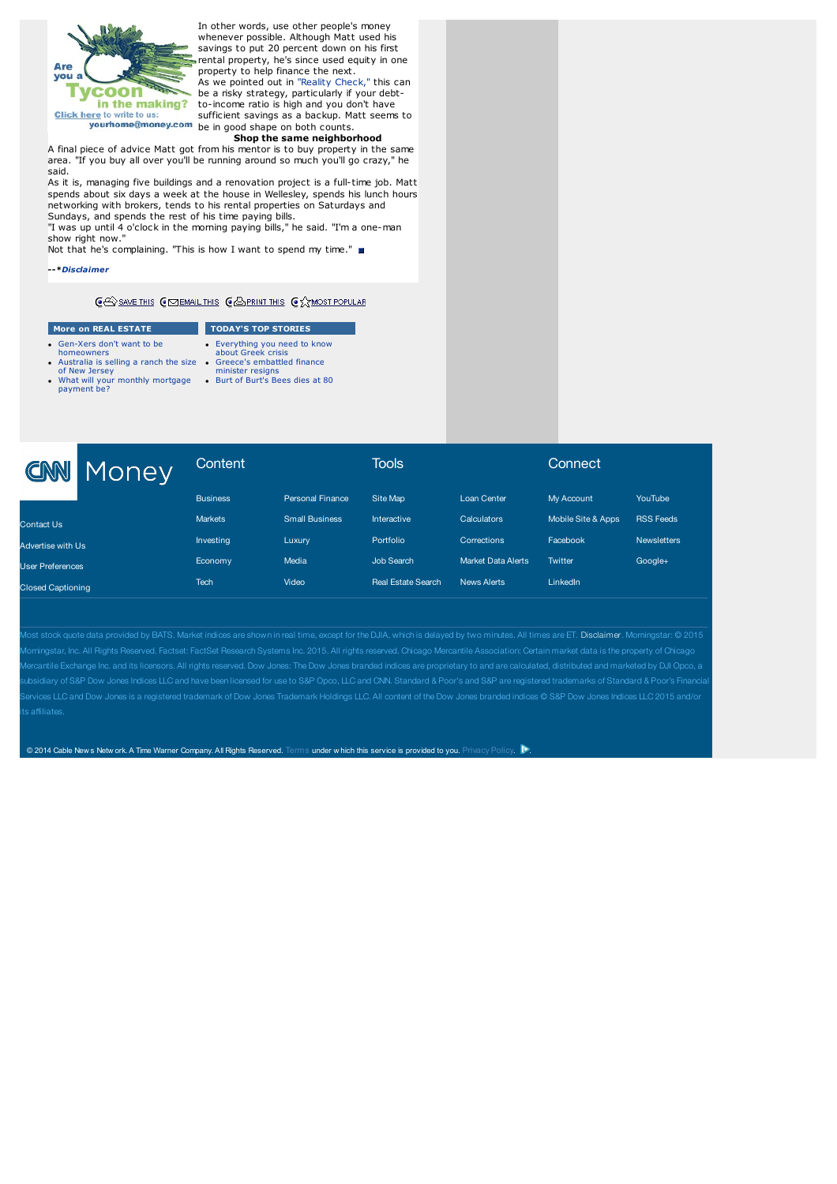Are you a Tycoon in the making? Click here to write to us: yourhome@money.com

In other words, use other people's money whenever possible. Although Matt used his savings to put 20 percent down on his first rental property, he's since used equity in one property to help finance the next.

As we pointed out in "Reality Check," this can be a risky strategy, particularly if your debt-to-income ratio is high and you don't have sufficient savings as a backup. Matt seems to be in good shape on both counts.

**Shop the same neighborhood**

A final piece of advice Matt got from his mentor is to buy property in the same area. "If you buy all over you'll be running around so much you'll go crazy," he said.

As it is, managing five buildings and a renovation project is a full-time job. Matt spends about six days a week at the house in Wellesley, spends his lunch hours networking with brokers, tends to his rental properties on Saturdays and Sundays, and spends the rest of his time paying bills.

"I was up until 4 o'clock in the morning paying bills," he said. "I'm a one-man show right now."

Not that he's complaining. "This is how I want to spend my time."

--****Disclaimer***

SAVE THIS | EMAIL THIS | PRINT THIS | MOST POPULAR

**More on REAL ESTATE**

- Gen-Xers don't want to be homeowners
- Australia is selling a ranch the size of New Jersey
- What will your monthly mortgage payment be?

**TODAY'S TOP STORIES**

- Everything you need to know about Greek crisis
- Greece's embattled finance minister resigns
- Burt of Burt's Bees dies at 80

CNN Money

Contact Us
Advertise with Us
User Preferences
Closed Captioning

**Content**

- Business
- Personal Finance
- Markets
- Small Business
- Investing
- Luxury
- Economy
- Media
- Tech
- Video

**Tools**

- Site Map
- Loan Center
- Interactive
- Calculators
- Portfolio
- Corrections
- Job Search
- Market Data Alerts
- Real Estate Search
- News Alerts

**Connect**

- My Account
- YouTube
- Mobile Site & Apps
- RSS Feeds
- Facebook
- Newsletters
- Twitter
- Google+
- LinkedIn

Most stock quote data provided by BATS. Market indices are shown in real time, except for the DJIA, which is delayed by two minutes. All times are ET. Disclaimer. Morningstar: © 2015 Morningstar, Inc. All Rights Reserved. Factset: FactSet Research Systems Inc. 2015. All rights reserved. Chicago Mercantile Association: Certain market data is the property of Chicago Mercantile Exchange Inc. and its licensors. All rights reserved. Dow Jones: The Dow Jones branded indices are proprietary to and are calculated, distributed and marketed by DJI Opco, a subsidiary of S&P Dow Jones Indices LLC and have been licensed for use to S&P Opco, LLC and CNN. Standard & Poor's and S&P are registered trademarks of Standard & Poor's Financial Services LLC and Dow Jones is a registered trademark of Dow Jones Trademark Holdings LLC. All content of the Dow Jones branded indices © S&P Dow Jones Indices LLC 2015 and/or its affiliates.

© 2014 Cable News Network. A Time Warner Company. All Rights Reserved. Terms under which this service is provided to you. Privacy Policy.